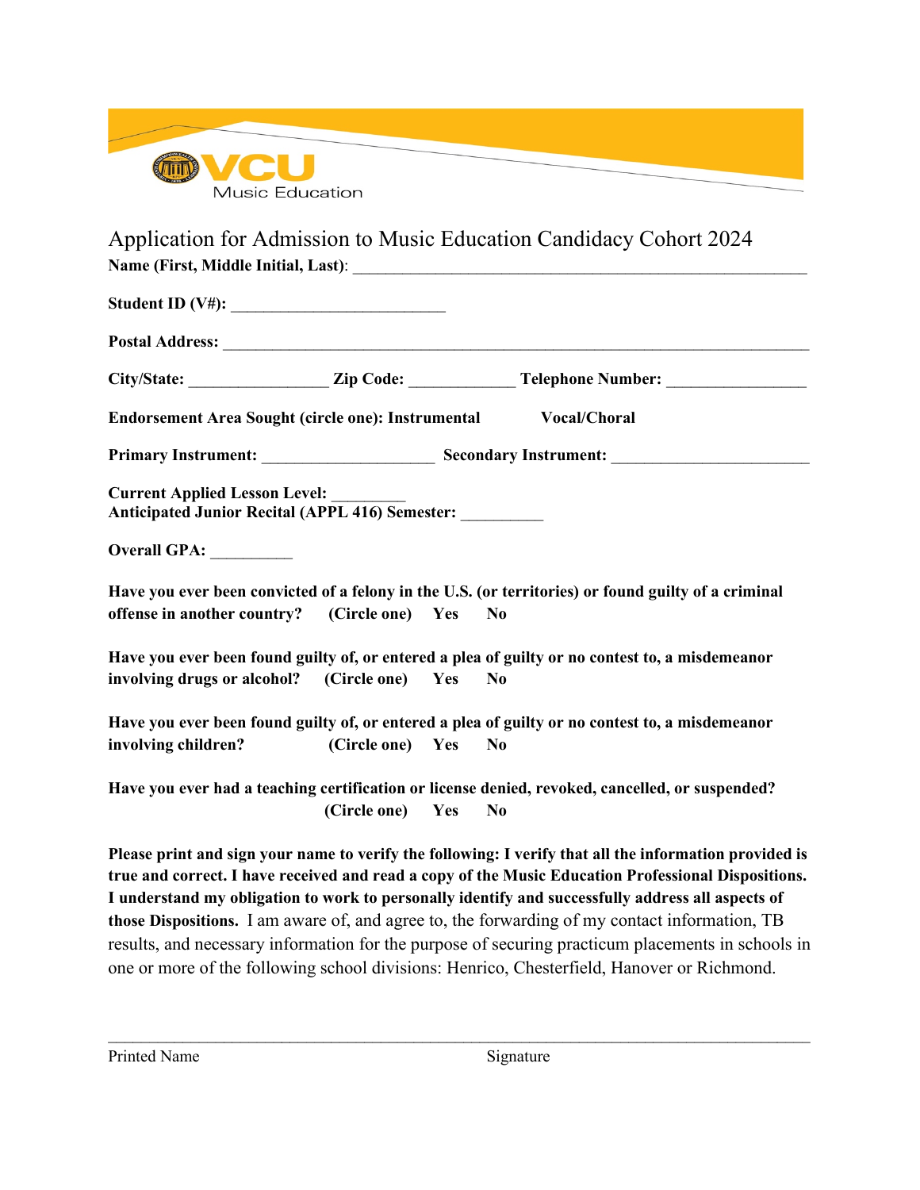VCU Music Education

# Application for Admission to Music Education Candidacy Cohort 2024

**Name (First, Middle Initial, Last)**: ______________________________________________________

**Student ID (V#):** __________________________

**Postal Address:** __________________________________________________________________

**City/State:** _________________ **Zip Code:** _____________ **Telephone Number:** _________________

**Endorsement Area Sought (circle one): Instrumental Vocal/Choral**

**Primary Instrument:** _____________________ **Secondary Instrument:** ________________________

**Current Applied Lesson Level:** _________
**Anticipated Junior Recital (APPL 416) Semester:** __________

**Overall GPA:** __________

**Have you ever been convicted of a felony in the U.S. (or territories) or found guilty of a criminal offense in another country? (Circle one) Yes No**

**Have you ever been found guilty of, or entered a plea of guilty or no contest to, a misdemeanor involving drugs or alcohol? (Circle one) Yes No**

**Have you ever been found guilty of, or entered a plea of guilty or no contest to, a misdemeanor involving children? (Circle one) Yes No**

**Have you ever had a teaching certification or license denied, revoked, cancelled, or suspended? (Circle one) Yes No**

**Please print and sign your name to verify the following: I verify that all the information provided is true and correct. I have received and read a copy of the Music Education Professional Dispositions. I understand my obligation to work to personally identify and successfully address all aspects of those Dispositions.** I am aware of, and agree to, the forwarding of my contact information, TB results, and necessary information for the purpose of securing practicum placements in schools in one or more of the following school divisions: Henrico, Chesterfield, Hanover or Richmond.

______________________________________________________________________________

Printed Name Signature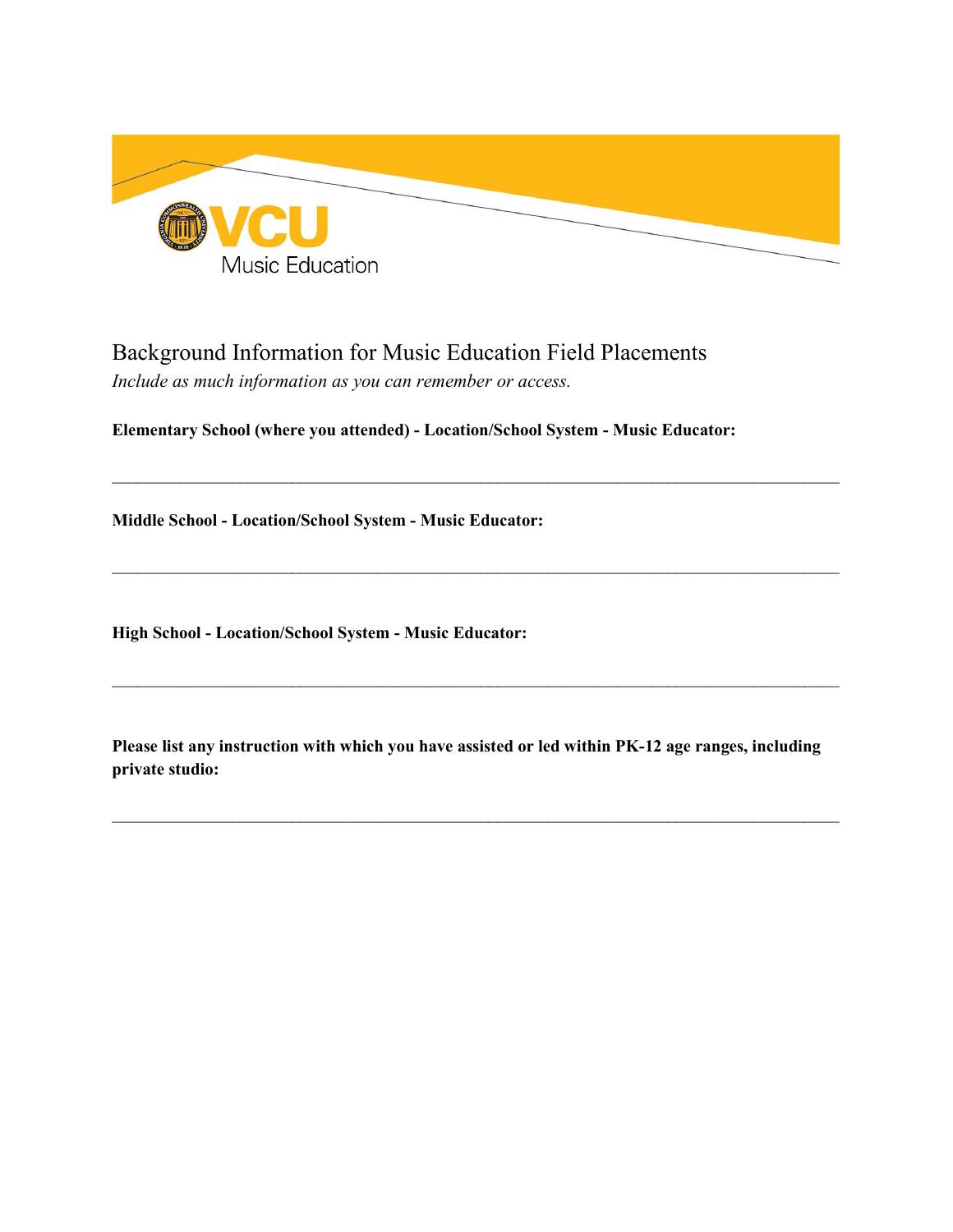VCU

Music Education

# Background Information for Music Education Field Placements

*Include as much information as you can remember or access.*

**Elementary School (where you attended) - Location/School System - Music Educator:**

______________________________________________________________________________

**Middle School - Location/School System - Music Educator:**

______________________________________________________________________________

**High School - Location/School System - Music Educator:**

______________________________________________________________________________

**Please list any instruction with which you have assisted or led within PK-12 age ranges, including private studio:**

______________________________________________________________________________